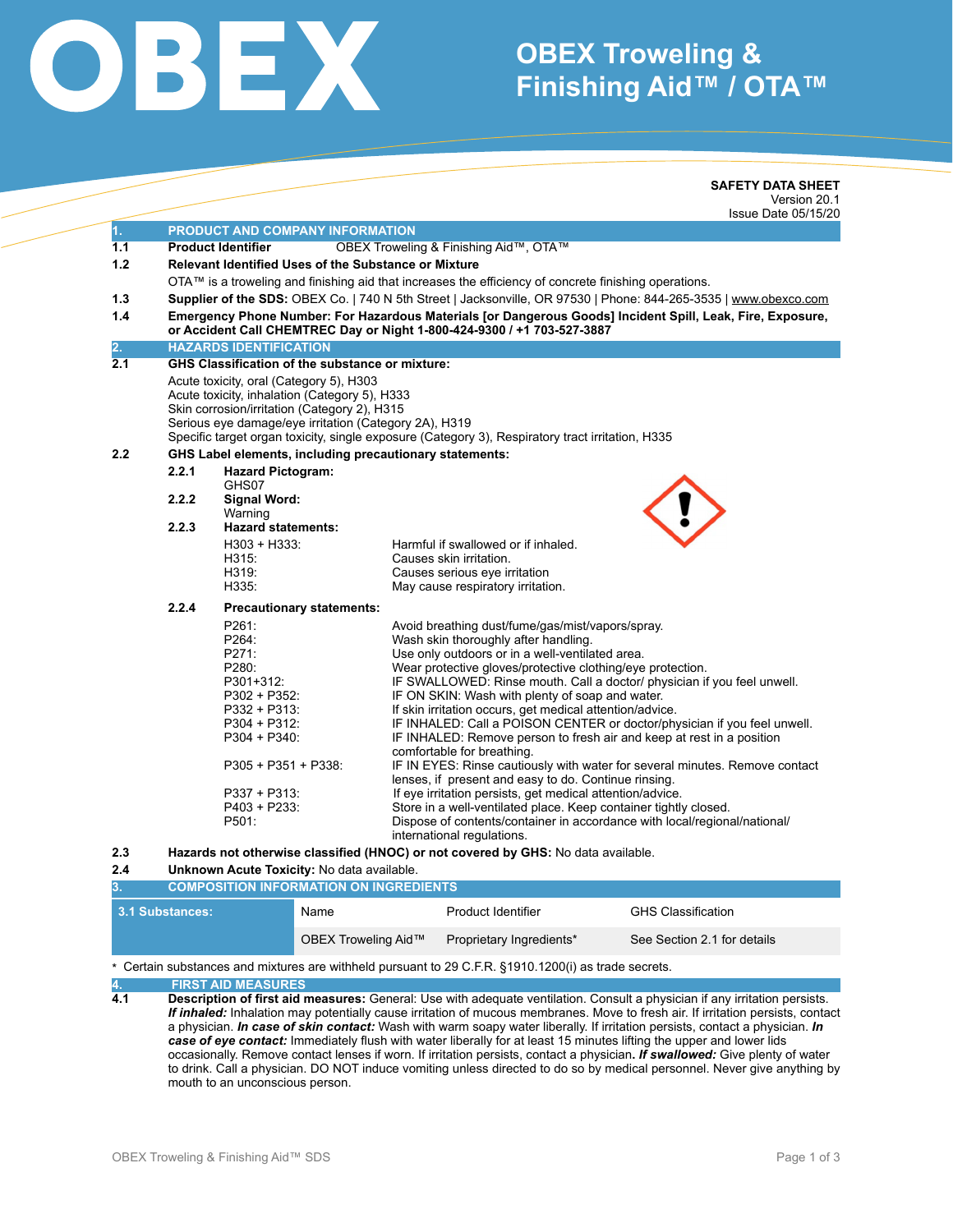# OBEX Troweling & Finishing Aid™ / OTA™

**SAFETY DATA SHEET**
Version 20.1
Issue Date 05/15/20

## 1. PRODUCT AND COMPANY INFORMATION

**1.1 Product Identifier** OBEX Troweling & Finishing Aid™, OTA™

**1.2 Relevant Identified Uses of the Substance or Mixture**

OTA™ is a troweling and finishing aid that increases the efficiency of concrete finishing operations.

**1.3 Supplier of the SDS:** OBEX Co. | 740 N 5th Street | Jacksonville, OR 97530 | Phone: 844-265-3535 | www.obexco.com

**1.4 Emergency Phone Number: For Hazardous Materials [or Dangerous Goods] Incident Spill, Leak, Fire, Exposure, or Accident Call CHEMTREC Day or Night 1-800-424-9300 / +1 703-527-3887**

## 2. HAZARDS IDENTIFICATION

**2.1 GHS Classification of the substance or mixture:**

Acute toxicity, oral (Category 5), H303
Acute toxicity, inhalation (Category 5), H333
Skin corrosion/irritation (Category 2), H315
Serious eye damage/eye irritation (Category 2A), H319
Specific target organ toxicity, single exposure (Category 3), Respiratory tract irritation, H335

**2.2 GHS Label elements, including precautionary statements:**

**2.2.1 Hazard Pictogram:**
GHS07

**2.2.2 Signal Word:**
Warning

**2.2.3 Hazard statements:**

| | |
|---|---|
| H303 + H333: | Harmful if swallowed or if inhaled. |
| H315: | Causes skin irritation. |
| H319: | Causes serious eye irritation |
| H335: | May cause respiratory irritation. |

**2.2.4 Precautionary statements:**

| | |
|---|---|
| P261: | Avoid breathing dust/fume/gas/mist/vapors/spray. |
| P264: | Wash skin thoroughly after handling. |
| P271: | Use only outdoors or in a well-ventilated area. |
| P280: | Wear protective gloves/protective clothing/eye protection. |
| P301+312: | IF SWALLOWED: Rinse mouth. Call a doctor/ physician if you feel unwell. |
| P302 + P352: | IF ON SKIN: Wash with plenty of soap and water. |
| P332 + P313: | If skin irritation occurs, get medical attention/advice. |
| P304 + P312: | IF INHALED: Call a POISON CENTER or doctor/physician if you feel unwell. |
| P304 + P340: | IF INHALED: Remove person to fresh air and keep at rest in a position comfortable for breathing. |
| P305 + P351 + P338: | IF IN EYES: Rinse cautiously with water for several minutes. Remove contact lenses, if present and easy to do. Continue rinsing. |
| P337 + P313: | If eye irritation persists, get medical attention/advice. |
| P403 + P233: | Store in a well-ventilated place. Keep container tightly closed. |
| P501: | Dispose of contents/container in accordance with local/regional/national/ international regulations. |

**2.3 Hazards not otherwise classified (HNOC) or not covered by GHS:** No data available.

**2.4 Unknown Acute Toxicity:** No data available.

## 3. COMPOSITION INFORMATION ON INGREDIENTS

| 3.1 Substances: | Name | Product Identifier | GHS Classification |
|---|---|---|---|
| | OBEX Troweling Aid™ | Proprietary Ingredients* | See Section 2.1 for details |

\* Certain substances and mixtures are withheld pursuant to 29 C.F.R. §1910.1200(i) as trade secrets.

## 4. FIRST AID MEASURES

**4.1 Description of first aid measures:** General: Use with adequate ventilation. Consult a physician if any irritation persists. ***If inhaled:*** Inhalation may potentially cause irritation of mucous membranes. Move to fresh air. If irritation persists, contact a physician. ***In case of skin contact:*** Wash with warm soapy water liberally. If irritation persists, contact a physician. ***In case of eye contact:*** Immediately flush with water liberally for at least 15 minutes lifting the upper and lower lids occasionally. Remove contact lenses if worn. If irritation persists, contact a physician. ***If swallowed:*** Give plenty of water to drink. Call a physician. DO NOT induce vomiting unless directed to do so by medical personnel. Never give anything by mouth to an unconscious person.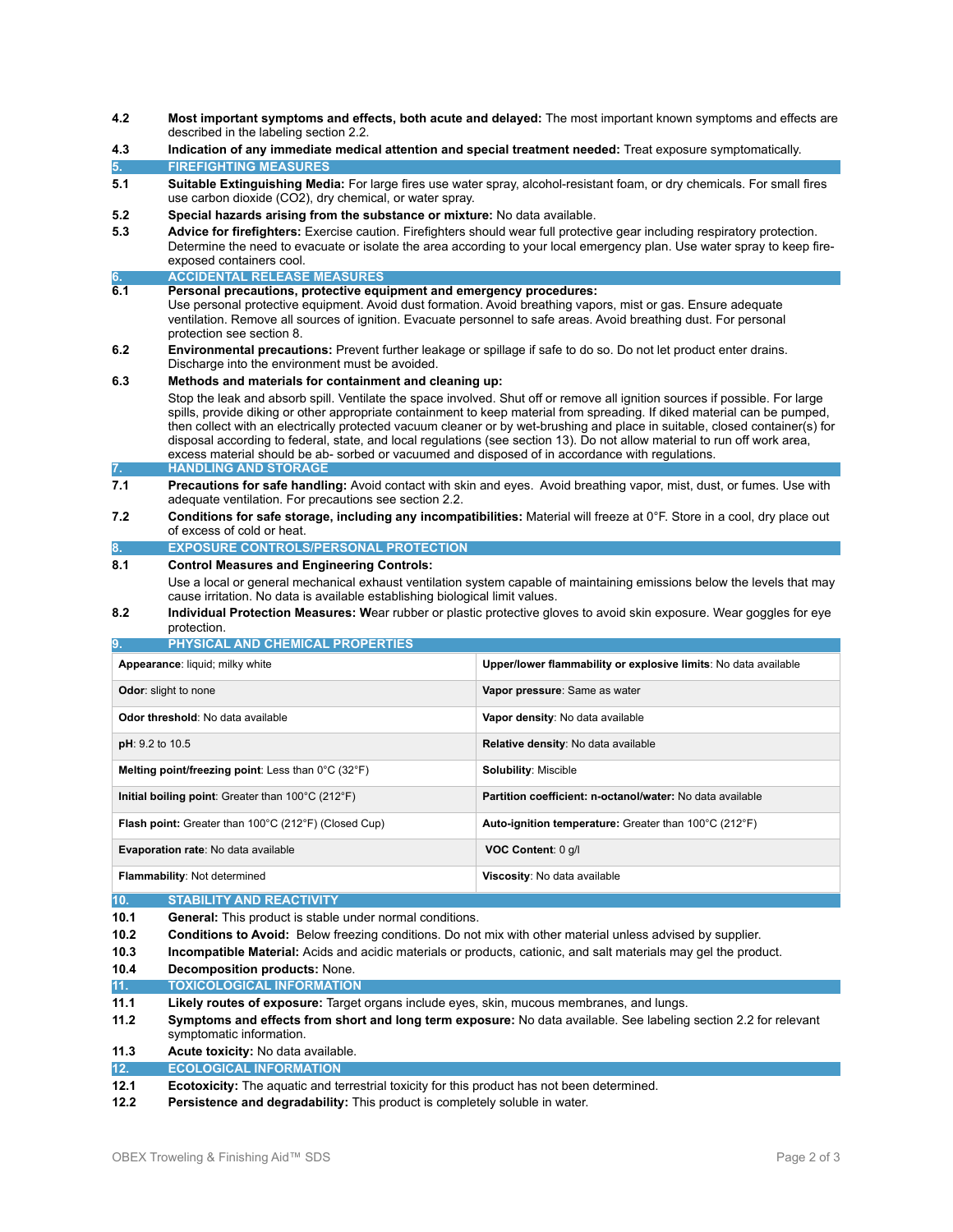**4.2** **Most important symptoms and effects, both acute and delayed:** The most important known symptoms and effects are described in the labeling section 2.2.

**4.3** **Indication of any immediate medical attention and special treatment needed:** Treat exposure symptomatically.

## 5. FIREFIGHTING MEASURES

**5.1** **Suitable Extinguishing Media:** For large fires use water spray, alcohol-resistant foam, or dry chemicals. For small fires use carbon dioxide ($CO_2$), dry chemical, or water spray.

**5.2** **Special hazards arising from the substance or mixture:** No data available.

**5.3** **Advice for firefighters:** Exercise caution. Firefighters should wear full protective gear including respiratory protection. Determine the need to evacuate or isolate the area according to your local emergency plan. Use water spray to keep fire-exposed containers cool.

## 6. ACCIDENTAL RELEASE MEASURES

**6.1** **Personal precautions, protective equipment and emergency procedures:**
Use personal protective equipment. Avoid dust formation. Avoid breathing vapors, mist or gas. Ensure adequate ventilation. Remove all sources of ignition. Evacuate personnel to safe areas. Avoid breathing dust. For personal protection see section 8.

**6.2** **Environmental precautions:** Prevent further leakage or spillage if safe to do so. Do not let product enter drains. Discharge into the environment must be avoided.

**6.3** **Methods and materials for containment and cleaning up:**

Stop the leak and absorb spill. Ventilate the space involved. Shut off or remove all ignition sources if possible. For large spills, provide diking or other appropriate containment to keep material from spreading. If diked material can be pumped, then collect with an electrically protected vacuum cleaner or by wet-brushing and place in suitable, closed container(s) for disposal according to federal, state, and local regulations (see section 13). Do not allow material to run off work area, excess material should be ab- sorbed or vacuumed and disposed of in accordance with regulations.

## 7. HANDLING AND STORAGE

**7.1** **Precautions for safe handling:** Avoid contact with skin and eyes. Avoid breathing vapor, mist, dust, or fumes. Use with adequate ventilation. For precautions see section 2.2.

**7.2** **Conditions for safe storage, including any incompatibilities:** Material will freeze at 0°F. Store in a cool, dry place out of excess of cold or heat.

## 8. EXPOSURE CONTROLS/PERSONAL PROTECTION

**8.1** **Control Measures and Engineering Controls:**

Use a local or general mechanical exhaust ventilation system capable of maintaining emissions below the levels that may cause irritation. No data is available establishing biological limit values.

**8.2** **Individual Protection Measures: W**ear rubber or plastic protective gloves to avoid skin exposure. Wear goggles for eye protection.

## 9. PHYSICAL AND CHEMICAL PROPERTIES

| | |
|---|---|
| **Appearance**: liquid; milky white | **Upper/lower flammability or explosive limits**: No data available |
| **Odor**: slight to none | **Vapor pressure**: Same as water |
| **Odor threshold**: No data available | **Vapor density**: No data available |
| **pH**: 9.2 to 10.5 | **Relative density**: No data available |
| **Melting point/freezing point**: Less than 0°C (32°F) | **Solubility**: Miscible |
| **Initial boiling point**: Greater than 100°C (212°F) | **Partition coefficient: n-octanol/water:** No data available |
| **Flash point:** Greater than 100°C (212°F) (Closed Cup) | **Auto-ignition temperature:** Greater than 100°C (212°F) |
| **Evaporation rate**: No data available | **VOC Content**: 0 g/l |
| **Flammability**: Not determined | **Viscosity**: No data available |

## 10. STABILITY AND REACTIVITY

**10.1** **General:** This product is stable under normal conditions.

**10.2** **Conditions to Avoid:** Below freezing conditions. Do not mix with other material unless advised by supplier.

**10.3** **Incompatible Material:** Acids and acidic materials or products, cationic, and salt materials may gel the product.

**10.4** **Decomposition products:** None.

## 11. TOXICOLOGICAL INFORMATION

**11.1** **Likely routes of exposure:** Target organs include eyes, skin, mucous membranes, and lungs.

**11.2** **Symptoms and effects from short and long term exposure:** No data available. See labeling section 2.2 for relevant symptomatic information.

**11.3** **Acute toxicity:** No data available.

## 12. ECOLOGICAL INFORMATION

**12.1** **Ecotoxicity:** The aquatic and terrestrial toxicity for this product has not been determined.

**12.2** **Persistence and degradability:** This product is completely soluble in water.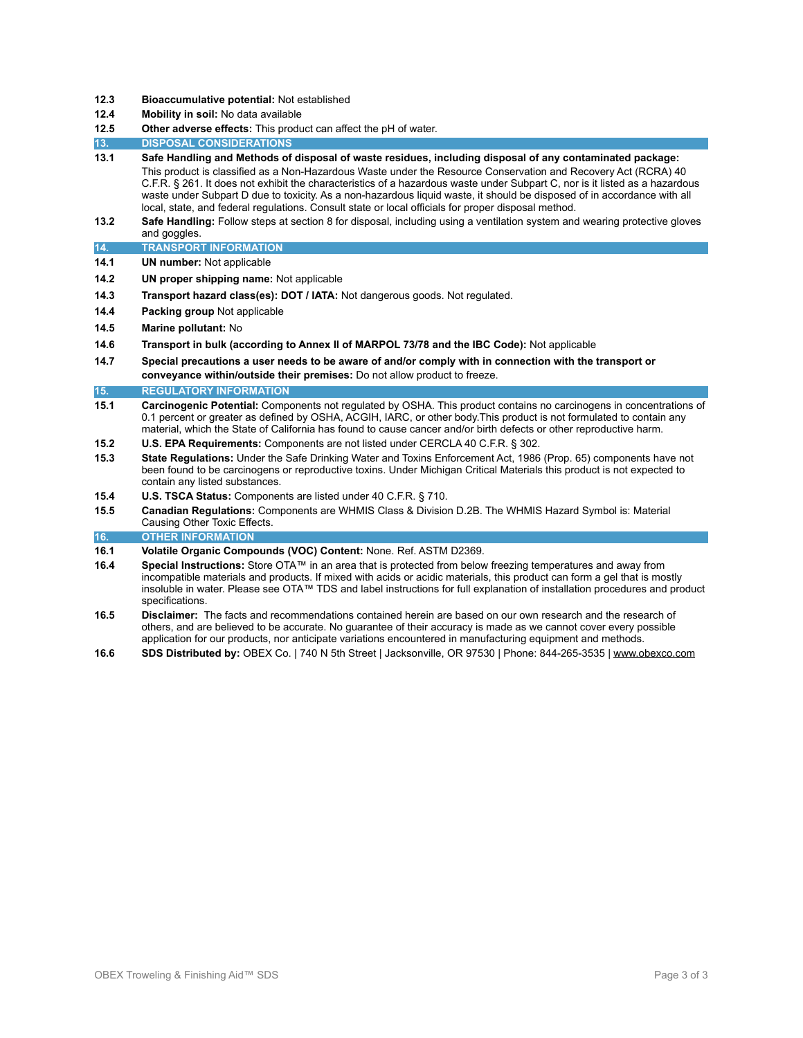**12.3** **Bioaccumulative potential:** Not established

**12.4** **Mobility in soil:** No data available

**12.5** **Other adverse effects:** This product can affect the pH of water.

## 13. DISPOSAL CONSIDERATIONS

**13.1** **Safe Handling and Methods of disposal of waste residues, including disposal of any contaminated package:** This product is classified as a Non-Hazardous Waste under the Resource Conservation and Recovery Act (RCRA) 40 C.F.R. § 261. It does not exhibit the characteristics of a hazardous waste under Subpart C, nor is it listed as a hazardous waste under Subpart D due to toxicity. As a non-hazardous liquid waste, it should be disposed of in accordance with all local, state, and federal regulations. Consult state or local officials for proper disposal method.

**13.2** **Safe Handling:** Follow steps at section 8 for disposal, including using a ventilation system and wearing protective gloves and goggles.

## 14. TRANSPORT INFORMATION

**14.1** **UN number:** Not applicable

**14.2** **UN proper shipping name:** Not applicable

**14.3** **Transport hazard class(es): DOT / IATA:** Not dangerous goods. Not regulated.

**14.4** **Packing group** Not applicable

**14.5** **Marine pollutant:** No

**14.6** **Transport in bulk (according to Annex II of MARPOL 73/78 and the IBC Code):** Not applicable

**14.7** **Special precautions a user needs to be aware of and/or comply with in connection with the transport or conveyance within/outside their premises:** Do not allow product to freeze.

## 15. REGULATORY INFORMATION

**15.1** **Carcinogenic Potential:** Components not regulated by OSHA. This product contains no carcinogens in concentrations of 0.1 percent or greater as defined by OSHA, ACGIH, IARC, or other body.This product is not formulated to contain any material, which the State of California has found to cause cancer and/or birth defects or other reproductive harm.

**15.2** **U.S. EPA Requirements:** Components are not listed under CERCLA 40 C.F.R. § 302.

**15.3** **State Regulations:** Under the Safe Drinking Water and Toxins Enforcement Act, 1986 (Prop. 65) components have not been found to be carcinogens or reproductive toxins. Under Michigan Critical Materials this product is not expected to contain any listed substances.

**15.4** **U.S. TSCA Status:** Components are listed under 40 C.F.R. § 710.

**15.5** **Canadian Regulations:** Components are WHMIS Class & Division D.2B. The WHMIS Hazard Symbol is: Material Causing Other Toxic Effects.

## 16. OTHER INFORMATION

**16.1** **Volatile Organic Compounds (VOC) Content:** None. Ref. ASTM D2369.

**16.4** **Special Instructions:** Store OTA™ in an area that is protected from below freezing temperatures and away from incompatible materials and products. If mixed with acids or acidic materials, this product can form a gel that is mostly insoluble in water. Please see OTA™ TDS and label instructions for full explanation of installation procedures and product specifications.

**16.5** **Disclaimer:** The facts and recommendations contained herein are based on our own research and the research of others, and are believed to be accurate. No guarantee of their accuracy is made as we cannot cover every possible application for our products, nor anticipate variations encountered in manufacturing equipment and methods.

**16.6** **SDS Distributed by:** OBEX Co. | 740 N 5th Street | Jacksonville, OR 97530 | Phone: 844-265-3535 | www.obexco.com